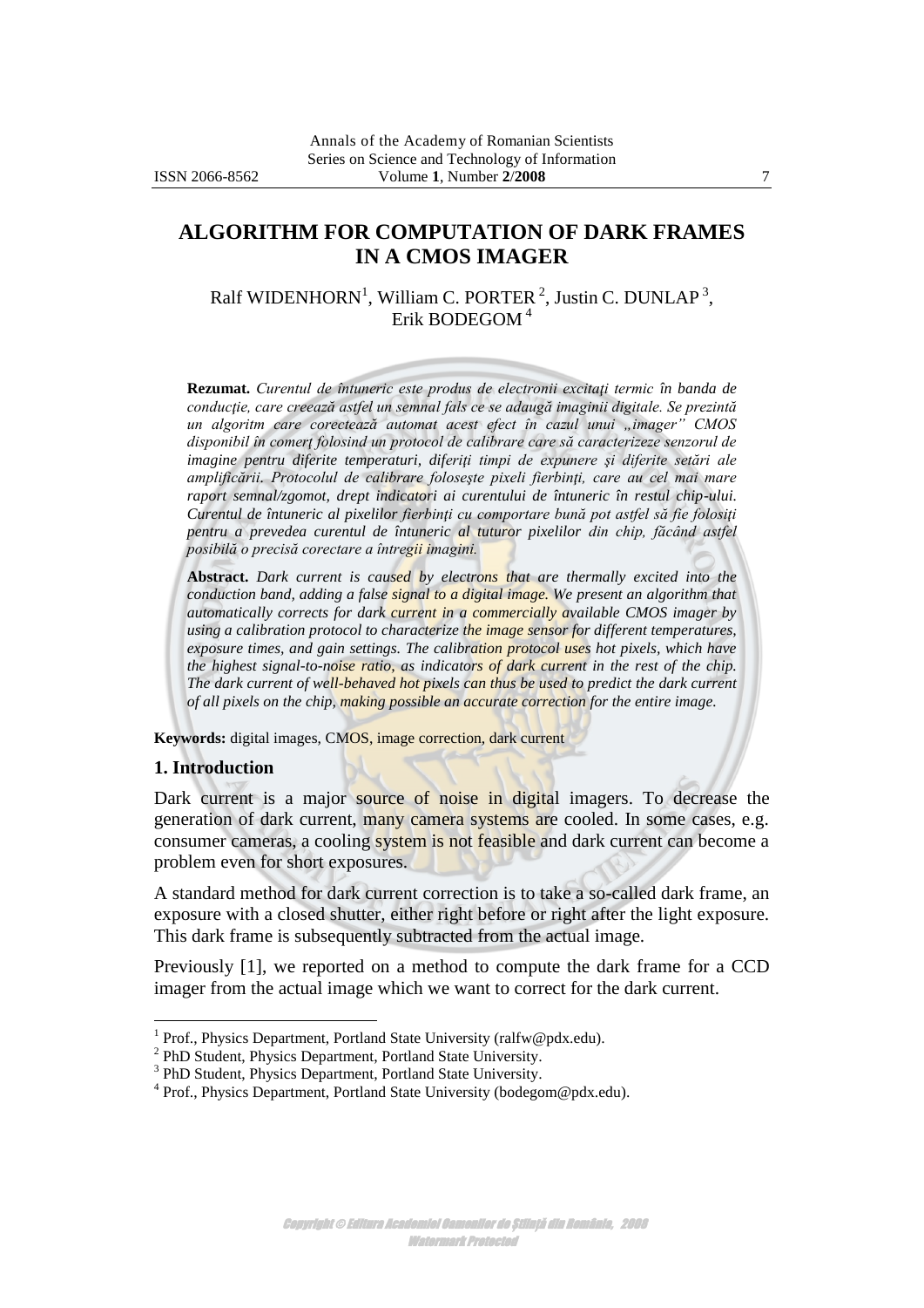# ALGORITHM FOR COMPUTATION OF DARK FRAMES IN A CMOS IMAGER

Ralf WIDENHORN[1], William C. PORTER[2], Justin C. DUNLAP[3], Erik BODEGOM[4]

**Rezumat.** *Curentul de întuneric este produs de electronii excitaţi termic în banda de conducţie, care creează astfel un semnal fals ce se adaugă imaginii digitale. Se prezintă un algoritm care corectează automat acest efect în cazul unui „imager" CMOS disponibil în comerţ folosind un protocol de calibrare care să caracterizeze senzorul de imagine pentru diferite temperaturi, diferiţi timpi de expunere şi diferite setări ale amplificării. Protocolul de calibrare foloseşte pixeli fierbinţi, care au cel mai mare raport semnal/zgomot, drept indicatori ai curentului de întuneric în restul chip-ului. Curentul de întuneric al pixelilor fierbinţi cu comportare bună pot astfel să fie folosiţi pentru a prevedea curentul de întuneric al tuturor pixelilor din chip, făcând astfel posibilă o precisă corectare a întregii imagini.*

**Abstract.** *Dark current is caused by electrons that are thermally excited into the conduction band, adding a false signal to a digital image. We present an algorithm that automatically corrects for dark current in a commercially available CMOS imager by using a calibration protocol to characterize the image sensor for different temperatures, exposure times, and gain settings. The calibration protocol uses hot pixels, which have the highest signal-to-noise ratio, as indicators of dark current in the rest of the chip. The dark current of well-behaved hot pixels can thus be used to predict the dark current of all pixels on the chip, making possible an accurate correction for the entire image.*

**Keywords:** digital images, CMOS, image correction, dark current

## 1. Introduction

Dark current is a major source of noise in digital imagers. To decrease the generation of dark current, many camera systems are cooled. In some cases, e.g. consumer cameras, a cooling system is not feasible and dark current can become a problem even for short exposures.

A standard method for dark current correction is to take a so-called dark frame, an exposure with a closed shutter, either right before or right after the light exposure. This dark frame is subsequently subtracted from the actual image.

Previously [1], we reported on a method to compute the dark frame for a CCD imager from the actual image which we want to correct for the dark current.

---

[1] Prof., Physics Department, Portland State University (ralfw@pdx.edu).

[2] PhD Student, Physics Department, Portland State University.

[3] PhD Student, Physics Department, Portland State University.

[4] Prof., Physics Department, Portland State University (bodegom@pdx.edu).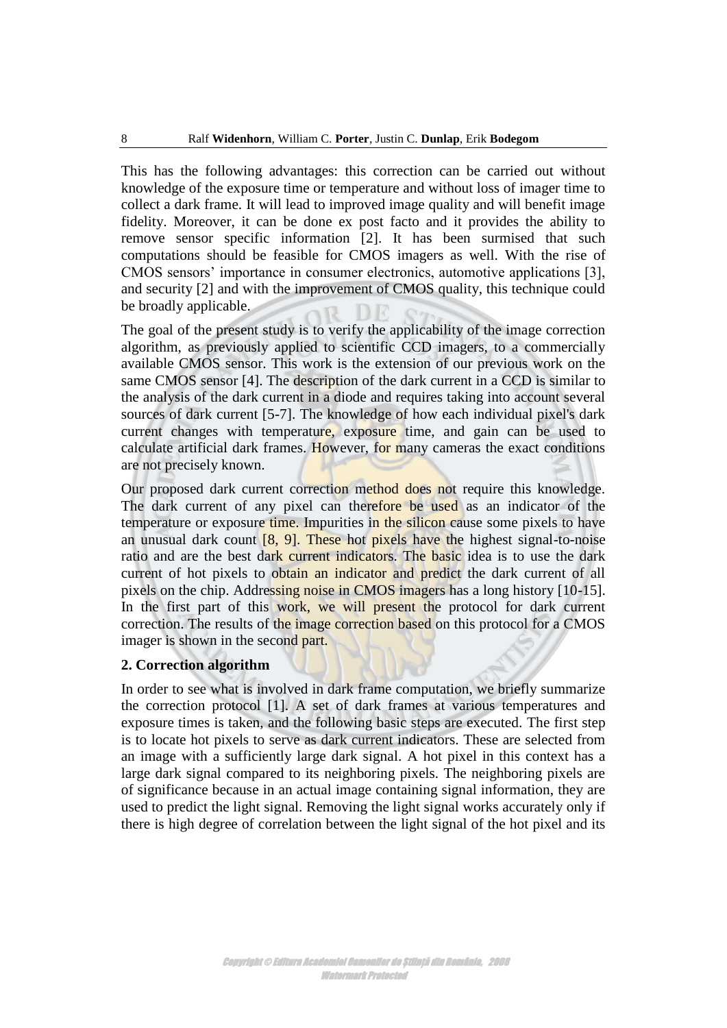This has the following advantages: this correction can be carried out without knowledge of the exposure time or temperature and without loss of imager time to collect a dark frame. It will lead to improved image quality and will benefit image fidelity. Moreover, it can be done ex post facto and it provides the ability to remove sensor specific information [2]. It has been surmised that such computations should be feasible for CMOS imagers as well. With the rise of CMOS sensors' importance in consumer electronics, automotive applications [3], and security [2] and with the improvement of CMOS quality, this technique could be broadly applicable.

The goal of the present study is to verify the applicability of the image correction algorithm, as previously applied to scientific CCD imagers, to a commercially available CMOS sensor. This work is the extension of our previous work on the same CMOS sensor [4]. The description of the dark current in a CCD is similar to the analysis of the dark current in a diode and requires taking into account several sources of dark current [5-7]. The knowledge of how each individual pixel's dark current changes with temperature, exposure time, and gain can be used to calculate artificial dark frames. However, for many cameras the exact conditions are not precisely known.

Our proposed dark current correction method does not require this knowledge. The dark current of any pixel can therefore be used as an indicator of the temperature or exposure time. Impurities in the silicon cause some pixels to have an unusual dark count [8, 9]. These hot pixels have the highest signal-to-noise ratio and are the best dark current indicators. The basic idea is to use the dark current of hot pixels to obtain an indicator and predict the dark current of all pixels on the chip. Addressing noise in CMOS imagers has a long history [10-15]. In the first part of this work, we will present the protocol for dark current correction. The results of the image correction based on this protocol for a CMOS imager is shown in the second part.

## 2. Correction algorithm

In order to see what is involved in dark frame computation, we briefly summarize the correction protocol [1]. A set of dark frames at various temperatures and exposure times is taken, and the following basic steps are executed. The first step is to locate hot pixels to serve as dark current indicators. These are selected from an image with a sufficiently large dark signal. A hot pixel in this context has a large dark signal compared to its neighboring pixels. The neighboring pixels are of significance because in an actual image containing signal information, they are used to predict the light signal. Removing the light signal works accurately only if there is high degree of correlation between the light signal of the hot pixel and its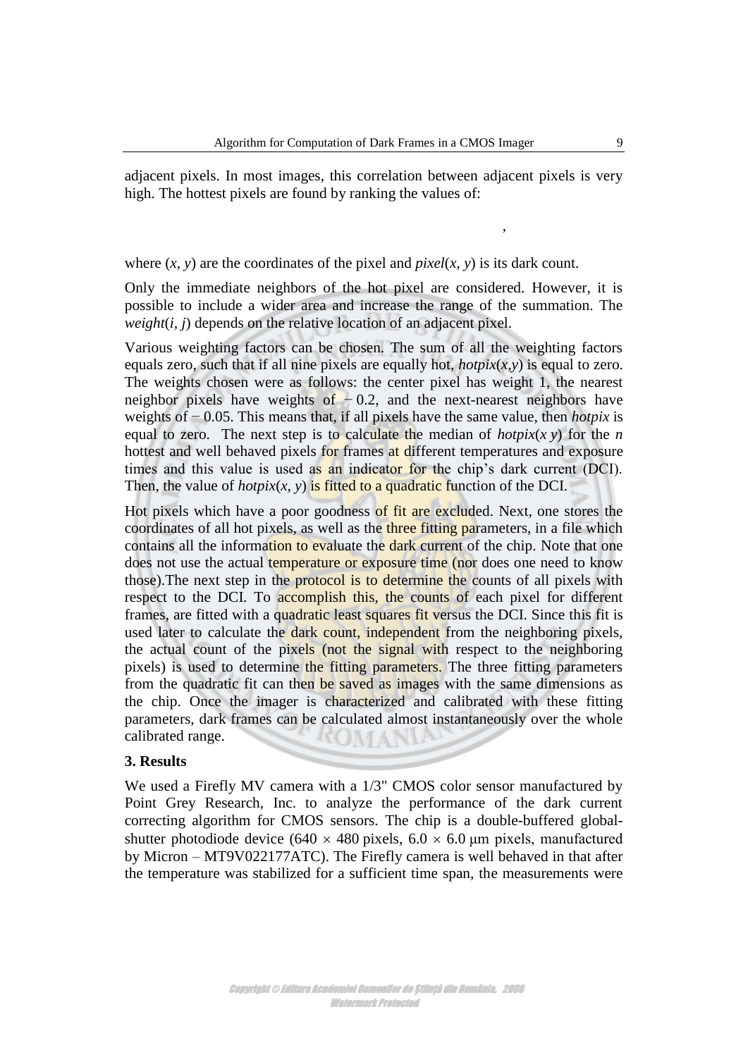adjacent pixels. In most images, this correlation between adjacent pixels is very high. The hottest pixels are found by ranking the values of:

,

where $(x, y)$ are the coordinates of the pixel and $pixel(x, y)$ is its dark count.

Only the immediate neighbors of the hot pixel are considered. However, it is possible to include a wider area and increase the range of the summation. The $weight(i, j)$ depends on the relative location of an adjacent pixel.

Various weighting factors can be chosen. The sum of all the weighting factors equals zero, such that if all nine pixels are equally hot, $hotpix(x,y)$ is equal to zero. The weights chosen were as follows: the center pixel has weight 1, the nearest neighbor pixels have weights of $-0.2$, and the next-nearest neighbors have weights of $-0.05$. This means that, if all pixels have the same value, then *hotpix* is equal to zero. The next step is to calculate the median of $hotpix(x\,y)$ for the $n$ hottest and well behaved pixels for frames at different temperatures and exposure times and this value is used as an indicator for the chip's dark current (DCI). Then, the value of $hotpix(x, y)$ is fitted to a quadratic function of the DCI.

Hot pixels which have a poor goodness of fit are excluded. Next, one stores the coordinates of all hot pixels, as well as the three fitting parameters, in a file which contains all the information to evaluate the dark current of the chip. Note that one does not use the actual temperature or exposure time (nor does one need to know those).The next step in the protocol is to determine the counts of all pixels with respect to the DCI. To accomplish this, the counts of each pixel for different frames, are fitted with a quadratic least squares fit versus the DCI. Since this fit is used later to calculate the dark count, independent from the neighboring pixels, the actual count of the pixels (not the signal with respect to the neighboring pixels) is used to determine the fitting parameters. The three fitting parameters from the quadratic fit can then be saved as images with the same dimensions as the chip. Once the imager is characterized and calibrated with these fitting parameters, dark frames can be calculated almost instantaneously over the whole calibrated range.

**3. Results**

We used a Firefly MV camera with a 1/3" CMOS color sensor manufactured by Point Grey Research, Inc. to analyze the performance of the dark current correcting algorithm for CMOS sensors. The chip is a double-buffered global-shutter photodiode device ($640 \times 480$ pixels, $6.0 \times 6.0$ μm pixels, manufactured by Micron – MT9V022177ATC). The Firefly camera is well behaved in that after the temperature was stabilized for a sufficient time span, the measurements were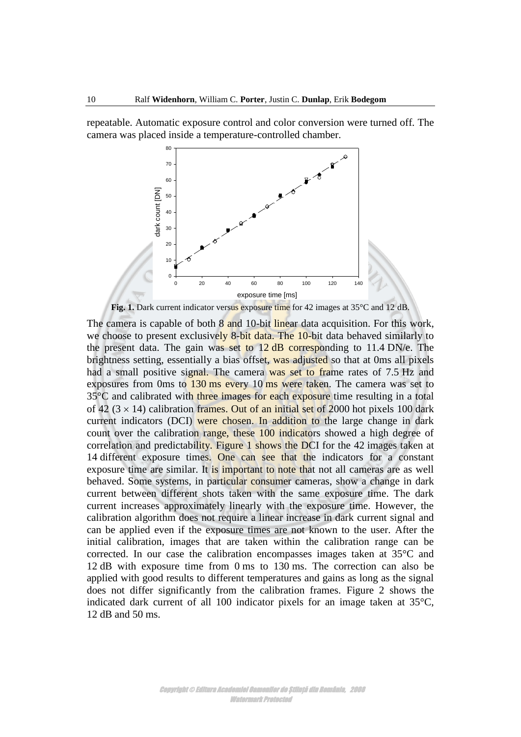repeatable. Automatic exposure control and color conversion were turned off. The camera was placed inside a temperature-controlled chamber.

**Fig. 1.** Dark current indicator versus exposure time for 42 images at 35°C and 12 dB.

The camera is capable of both 8 and 10-bit linear data acquisition. For this work, we choose to present exclusively 8-bit data. The 10-bit data behaved similarly to the present data. The gain was set to 12 dB corresponding to 11.4 DN/e. The brightness setting, essentially a bias offset, was adjusted so that at 0ms all pixels had a small positive signal. The camera was set to frame rates of 7.5 Hz and exposures from 0ms to 130 ms every 10 ms were taken. The camera was set to 35°C and calibrated with three images for each exposure time resulting in a total of 42 ($3 \times 14$) calibration frames. Out of an initial set of 2000 hot pixels 100 dark current indicators (DCI) were chosen. In addition to the large change in dark count over the calibration range, these 100 indicators showed a high degree of correlation and predictability. Figure 1 shows the DCI for the 42 images taken at 14 different exposure times. One can see that the indicators for a constant exposure time are similar. It is important to note that not all cameras are as well behaved. Some systems, in particular consumer cameras, show a change in dark current between different shots taken with the same exposure time. The dark current increases approximately linearly with the exposure time. However, the calibration algorithm does not require a linear increase in dark current signal and can be applied even if the exposure times are not known to the user. After the initial calibration, images that are taken within the calibration range can be corrected. In our case the calibration encompasses images taken at 35°C and 12 dB with exposure time from 0 ms to 130 ms. The correction can also be applied with good results to different temperatures and gains as long as the signal does not differ significantly from the calibration frames. Figure 2 shows the indicated dark current of all 100 indicator pixels for an image taken at 35°C, 12 dB and 50 ms.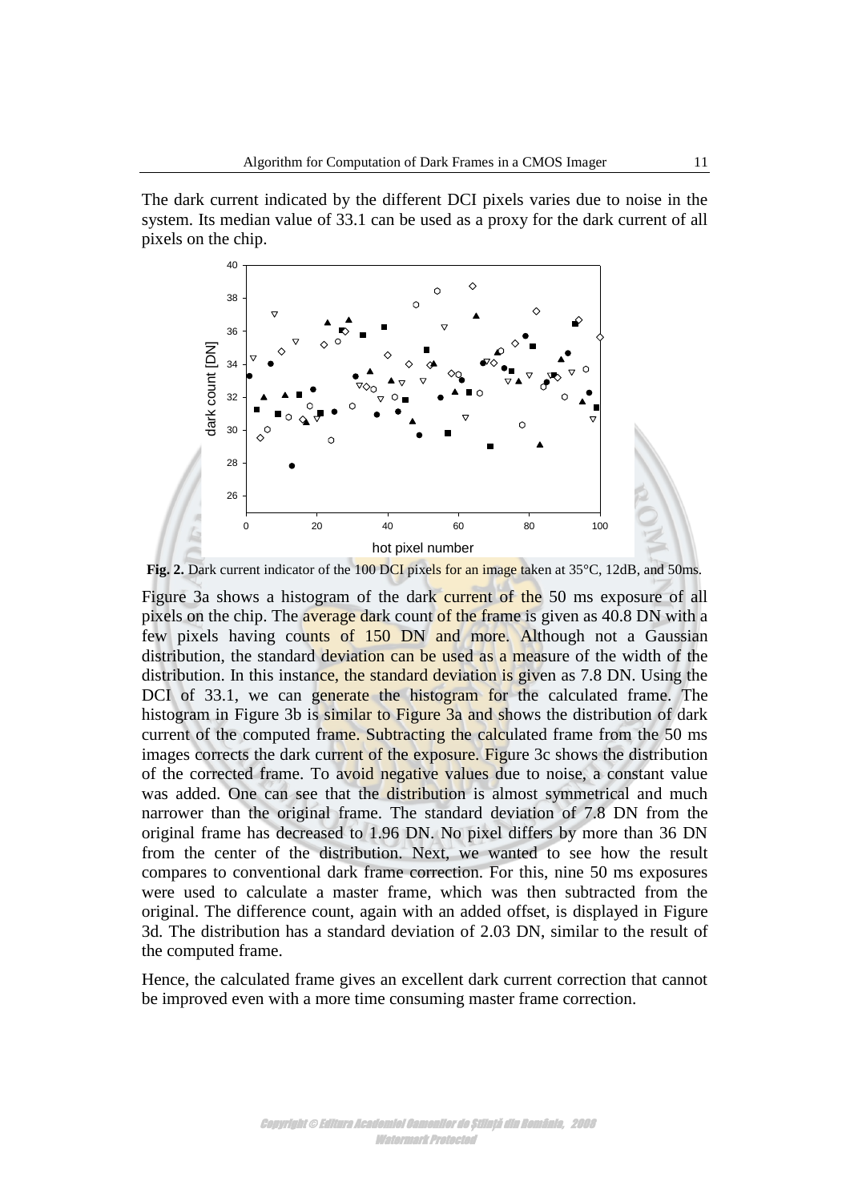The dark current indicated by the different DCI pixels varies due to noise in the system. Its median value of 33.1 can be used as a proxy for the dark current of all pixels on the chip.

**Fig. 2.** Dark current indicator of the 100 DCI pixels for an image taken at 35°C, 12dB, and 50ms.

Figure 3a shows a histogram of the dark current of the 50 ms exposure of all pixels on the chip. The average dark count of the frame is given as 40.8 DN with a few pixels having counts of 150 DN and more. Although not a Gaussian distribution, the standard deviation can be used as a measure of the width of the distribution. In this instance, the standard deviation is given as 7.8 DN. Using the DCI of 33.1, we can generate the histogram for the calculated frame. The histogram in Figure 3b is similar to Figure 3a and shows the distribution of dark current of the computed frame. Subtracting the calculated frame from the 50 ms images corrects the dark current of the exposure. Figure 3c shows the distribution of the corrected frame. To avoid negative values due to noise, a constant value was added. One can see that the distribution is almost symmetrical and much narrower than the original frame. The standard deviation of 7.8 DN from the original frame has decreased to 1.96 DN. No pixel differs by more than 36 DN from the center of the distribution. Next, we wanted to see how the result compares to conventional dark frame correction. For this, nine 50 ms exposures were used to calculate a master frame, which was then subtracted from the original. The difference count, again with an added offset, is displayed in Figure 3d. The distribution has a standard deviation of 2.03 DN, similar to the result of the computed frame.

Hence, the calculated frame gives an excellent dark current correction that cannot be improved even with a more time consuming master frame correction.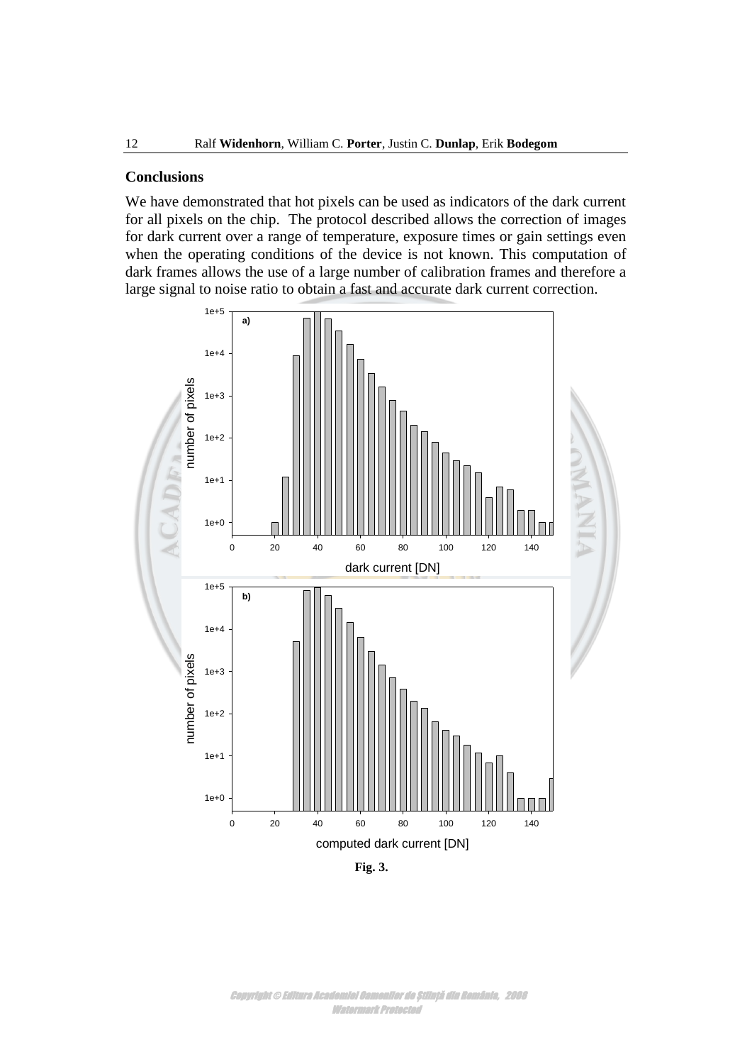## Conclusions

We have demonstrated that hot pixels can be used as indicators of the dark current for all pixels on the chip. The protocol described allows the correction of images for dark current over a range of temperature, exposure times or gain settings even when the operating conditions of the device is not known. This computation of dark frames allows the use of a large number of calibration frames and therefore a large signal to noise ratio to obtain a fast and accurate dark current correction.

**Fig. 3.**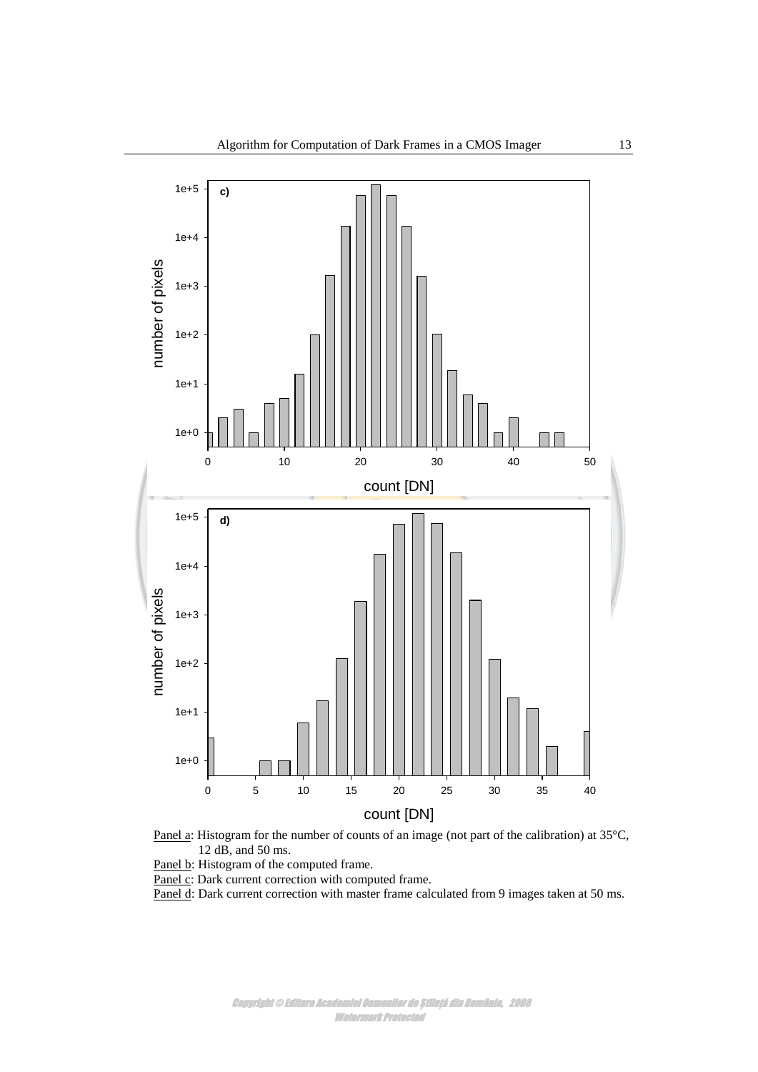Panel a: Histogram for the number of counts of an image (not part of the calibration) at 35°C, 12 dB, and 50 ms.

Panel b: Histogram of the computed frame.

Panel c: Dark current correction with computed frame.

Panel d: Dark current correction with master frame calculated from 9 images taken at 50 ms.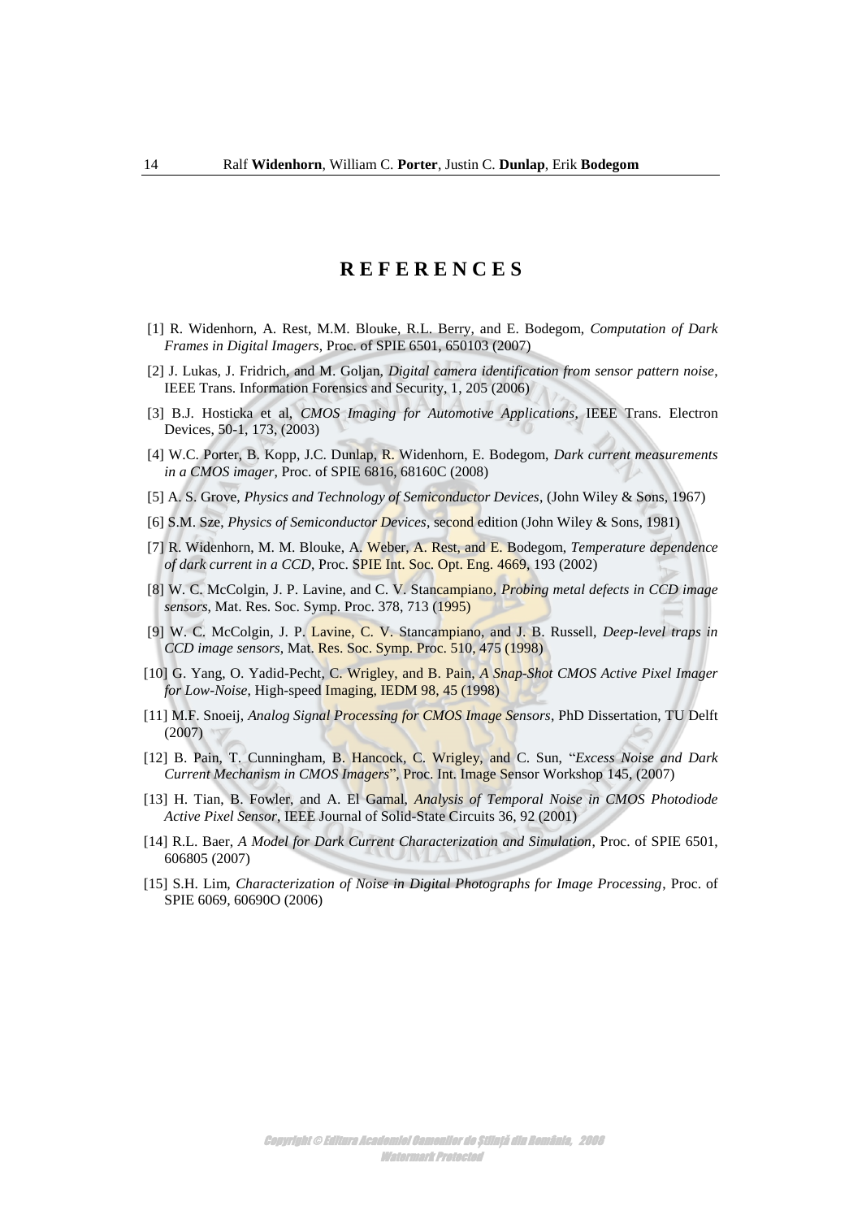# REFERENCES

[1] R. Widenhorn, A. Rest, M.M. Blouke, R.L. Berry, and E. Bodegom, *Computation of Dark Frames in Digital Imagers*, Proc. of SPIE 6501, 650103 (2007)

[2] J. Lukas, J. Fridrich, and M. Goljan, *Digital camera identification from sensor pattern noise*, IEEE Trans. Information Forensics and Security, 1, 205 (2006)

[3] B.J. Hosticka et al, *CMOS Imaging for Automotive Applications*, IEEE Trans. Electron Devices, 50-1, 173, (2003)

[4] W.C. Porter, B. Kopp, J.C. Dunlap, R. Widenhorn, E. Bodegom, *Dark current measurements in a CMOS imager*, Proc. of SPIE 6816, 68160C (2008)

[5] A. S. Grove, *Physics and Technology of Semiconductor Devices*, (John Wiley & Sons, 1967)

[6] S.M. Sze, *Physics of Semiconductor Devices*, second edition (John Wiley & Sons, 1981)

[7] R. Widenhorn, M. M. Blouke, A. Weber, A. Rest, and E. Bodegom, *Temperature dependence of dark current in a CCD*, Proc. SPIE Int. Soc. Opt. Eng. 4669, 193 (2002)

[8] W. C. McColgin, J. P. Lavine, and C. V. Stancampiano, *Probing metal defects in CCD image sensors*, Mat. Res. Soc. Symp. Proc. 378, 713 (1995)

[9] W. C. McColgin, J. P. Lavine, C. V. Stancampiano, and J. B. Russell, *Deep-level traps in CCD image sensors*, Mat. Res. Soc. Symp. Proc. 510, 475 (1998)

[10] G. Yang, O. Yadid-Pecht, C. Wrigley, and B. Pain, *A Snap-Shot CMOS Active Pixel Imager for Low-Noise*, High-speed Imaging, IEDM 98, 45 (1998)

[11] M.F. Snoeij, *Analog Signal Processing for CMOS Image Sensors*, PhD Dissertation, TU Delft (2007)

[12] B. Pain, T. Cunningham, B. Hancock, C. Wrigley, and C. Sun, "*Excess Noise and Dark Current Mechanism in CMOS Imagers*", Proc. Int. Image Sensor Workshop 145, (2007)

[13] H. Tian, B. Fowler, and A. El Gamal, *Analysis of Temporal Noise in CMOS Photodiode Active Pixel Sensor*, IEEE Journal of Solid-State Circuits 36, 92 (2001)

[14] R.L. Baer, *A Model for Dark Current Characterization and Simulation*, Proc. of SPIE 6501, 606805 (2007)

[15] S.H. Lim, *Characterization of Noise in Digital Photographs for Image Processing*, Proc. of SPIE 6069, 60690O (2006)